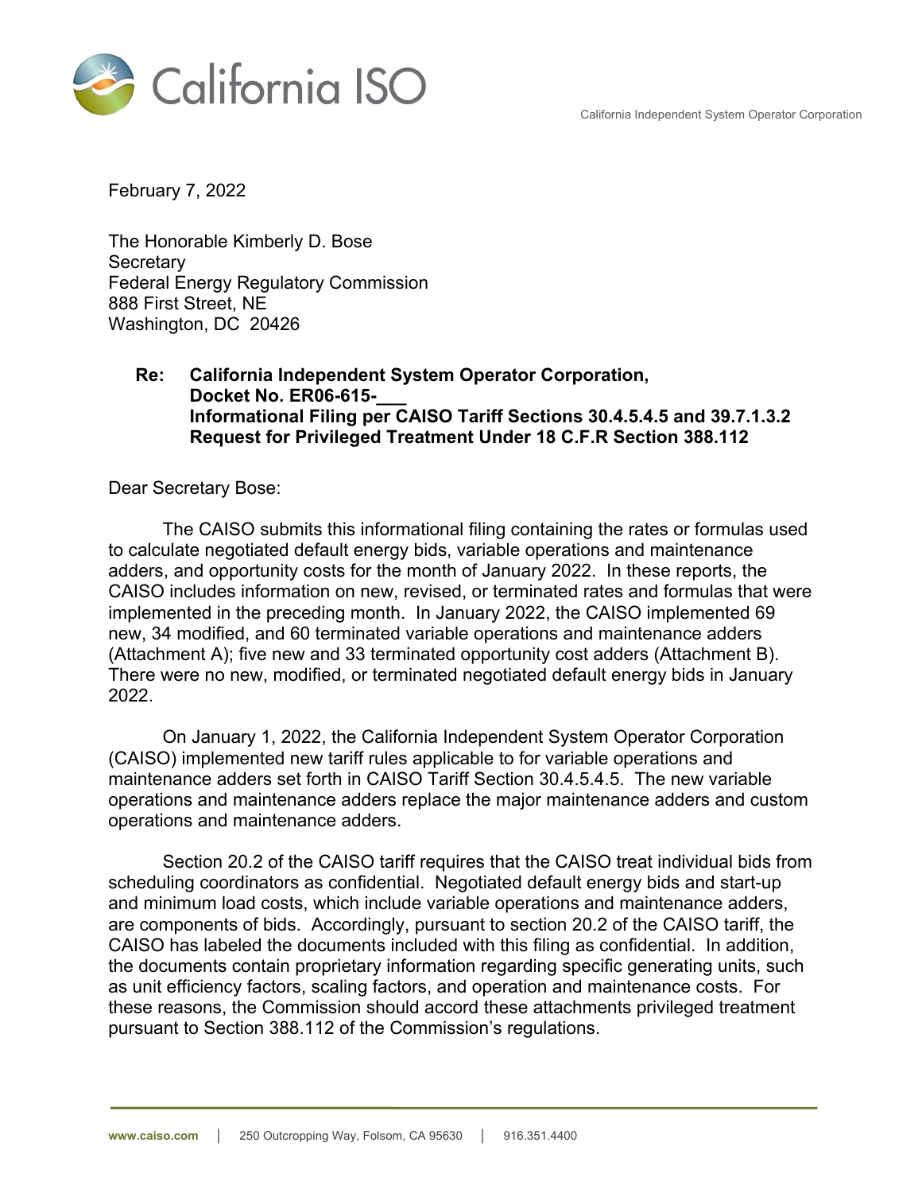California ISO

California Independent System Operator Corporation

February 7, 2022

The Honorable Kimberly D. Bose
Secretary
Federal Energy Regulatory Commission
888 First Street, NE
Washington, DC 20426

**Re: California Independent System Operator Corporation,**
**Docket No. ER06-615-___**
**Informational Filing per CAISO Tariff Sections 30.4.5.4.5 and 39.7.1.3.2**
**Request for Privileged Treatment Under 18 C.F.R Section 388.112**

Dear Secretary Bose:

The CAISO submits this informational filing containing the rates or formulas used to calculate negotiated default energy bids, variable operations and maintenance adders, and opportunity costs for the month of January 2022. In these reports, the CAISO includes information on new, revised, or terminated rates and formulas that were implemented in the preceding month. In January 2022, the CAISO implemented 69 new, 34 modified, and 60 terminated variable operations and maintenance adders (Attachment A); five new and 33 terminated opportunity cost adders (Attachment B). There were no new, modified, or terminated negotiated default energy bids in January 2022.

On January 1, 2022, the California Independent System Operator Corporation (CAISO) implemented new tariff rules applicable to for variable operations and maintenance adders set forth in CAISO Tariff Section 30.4.5.4.5. The new variable operations and maintenance adders replace the major maintenance adders and custom operations and maintenance adders.

Section 20.2 of the CAISO tariff requires that the CAISO treat individual bids from scheduling coordinators as confidential. Negotiated default energy bids and start-up and minimum load costs, which include variable operations and maintenance adders, are components of bids. Accordingly, pursuant to section 20.2 of the CAISO tariff, the CAISO has labeled the documents included with this filing as confidential. In addition, the documents contain proprietary information regarding specific generating units, such as unit efficiency factors, scaling factors, and operation and maintenance costs. For these reasons, the Commission should accord these attachments privileged treatment pursuant to Section 388.112 of the Commission's regulations.

www.caiso.com | 250 Outcropping Way, Folsom, CA 95630 | 916.351.4400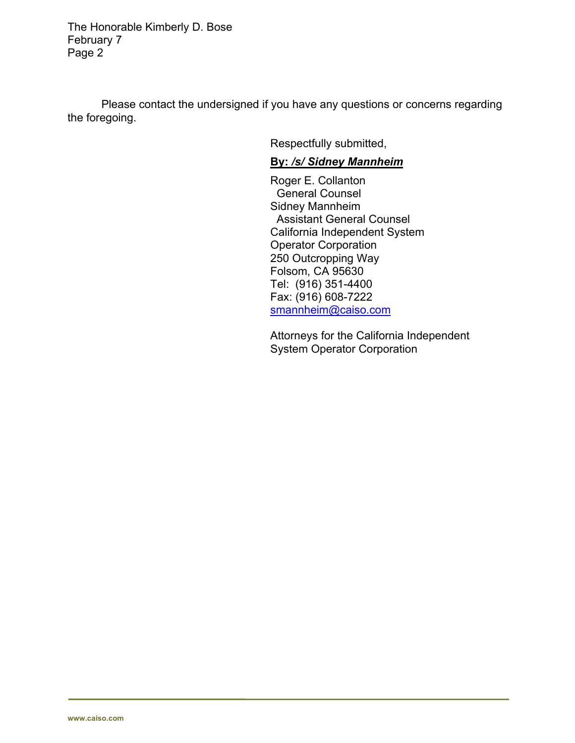Please contact the undersigned if you have any questions or concerns regarding the foregoing.

Respectfully submitted,

**By: _/s/ Sidney Mannheim_**

Roger E. Collanton
General Counsel
Sidney Mannheim
Assistant General Counsel
California Independent System
Operator Corporation
250 Outcropping Way
Folsom, CA 95630
Tel: (916) 351-4400
Fax: (916) 608-7222
smannheim@caiso.com

Attorneys for the California Independent System Operator Corporation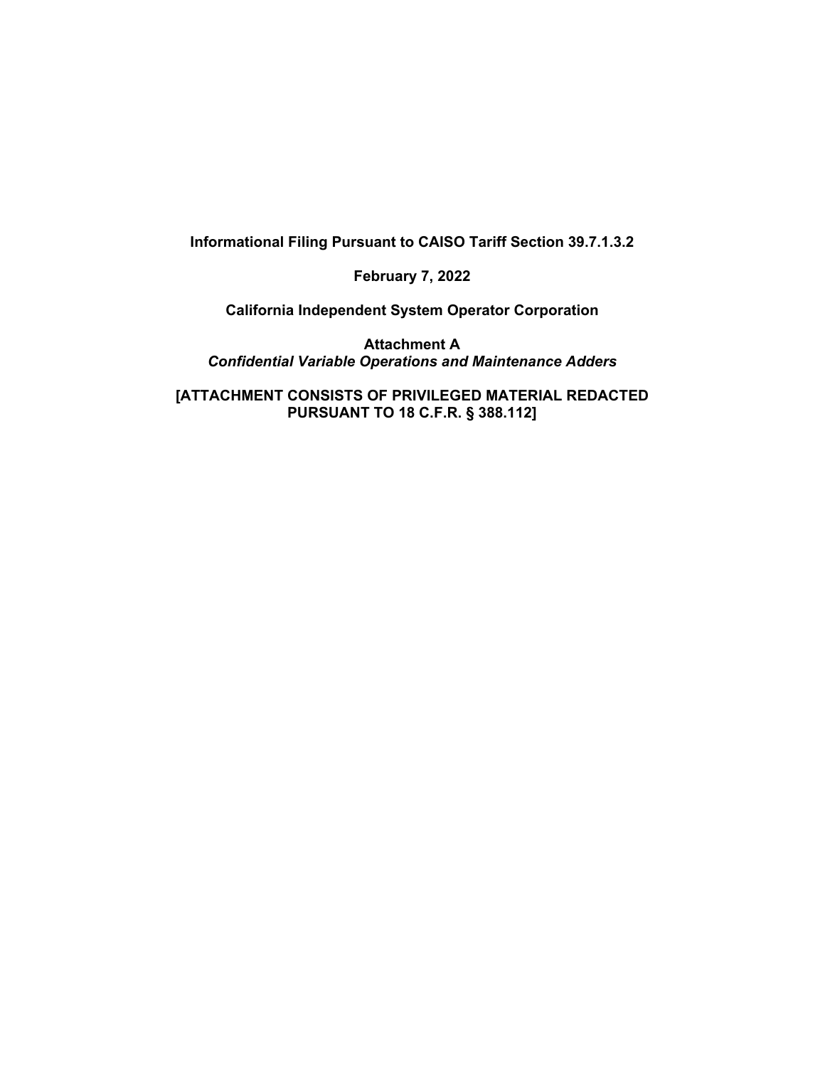**Informational Filing Pursuant to CAISO Tariff Section 39.7.1.3.2**

**February 7, 2022**

**California Independent System Operator Corporation**

**Attachment A**
***Confidential Variable Operations and Maintenance Adders***

**[ATTACHMENT CONSISTS OF PRIVILEGED MATERIAL REDACTED PURSUANT TO 18 C.F.R. § 388.112]**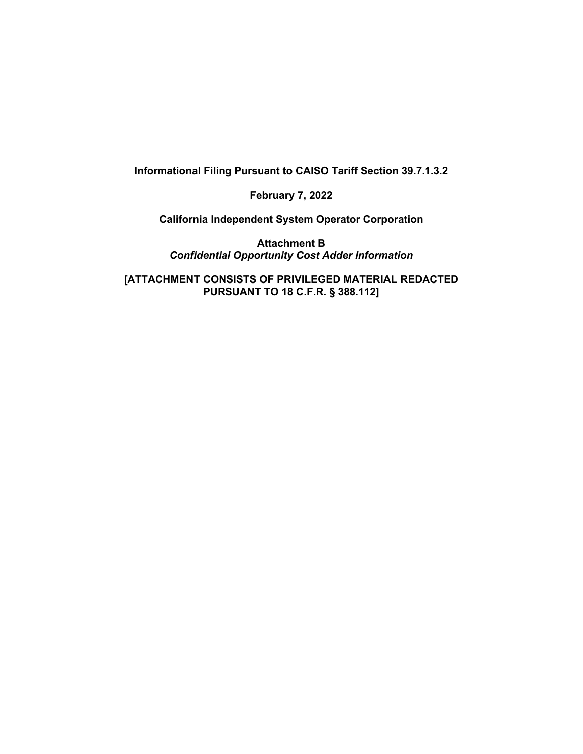**Informational Filing Pursuant to CAISO Tariff Section 39.7.1.3.2**

**February 7, 2022**

**California Independent System Operator Corporation**

**Attachment B**
***Confidential Opportunity Cost Adder Information***

**[ATTACHMENT CONSISTS OF PRIVILEGED MATERIAL REDACTED PURSUANT TO 18 C.F.R. § 388.112]**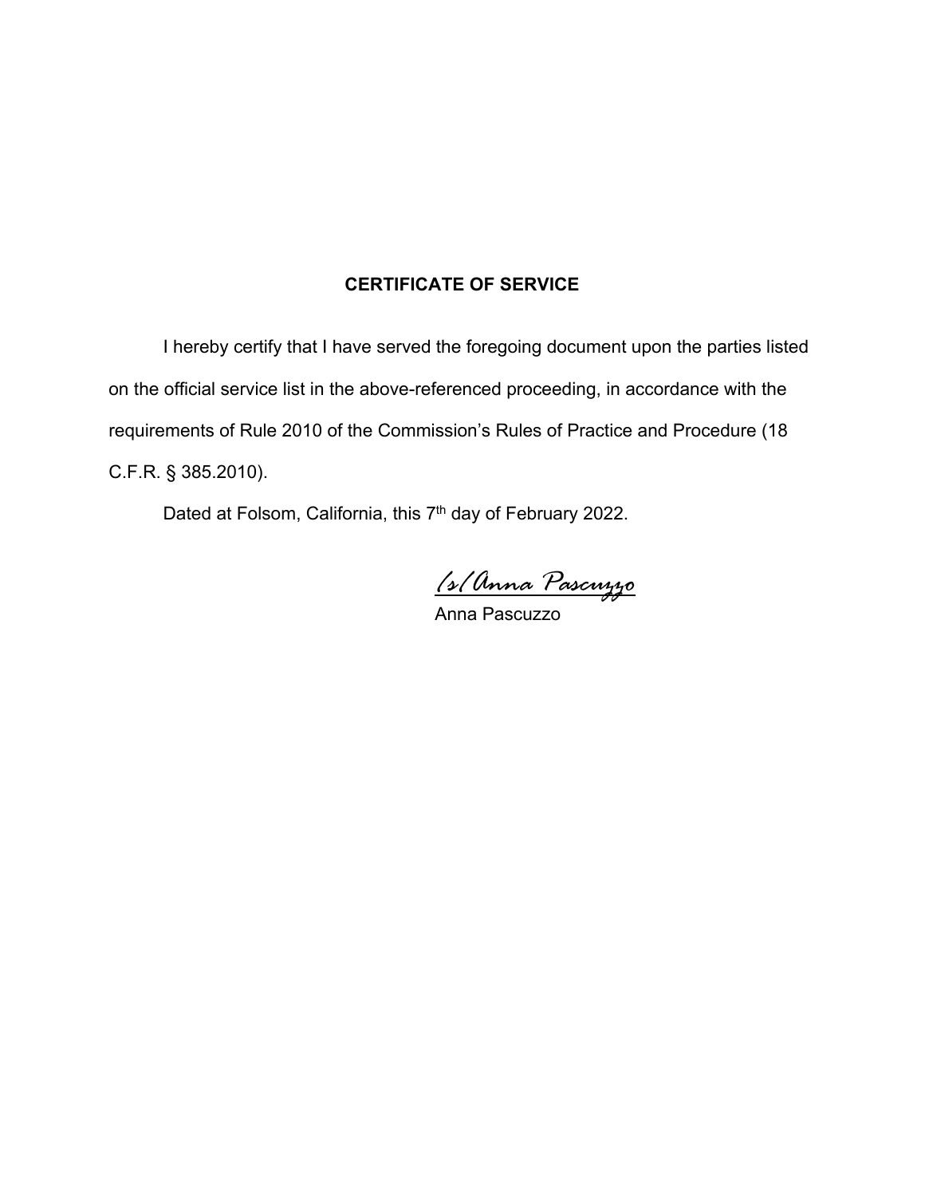## CERTIFICATE OF SERVICE

I hereby certify that I have served the foregoing document upon the parties listed on the official service list in the above-referenced proceeding, in accordance with the requirements of Rule 2010 of the Commission's Rules of Practice and Procedure (18 C.F.R. § 385.2010).

Dated at Folsom, California, this 7th day of February 2022.

/s/ Anna Pascuzzo

Anna Pascuzzo